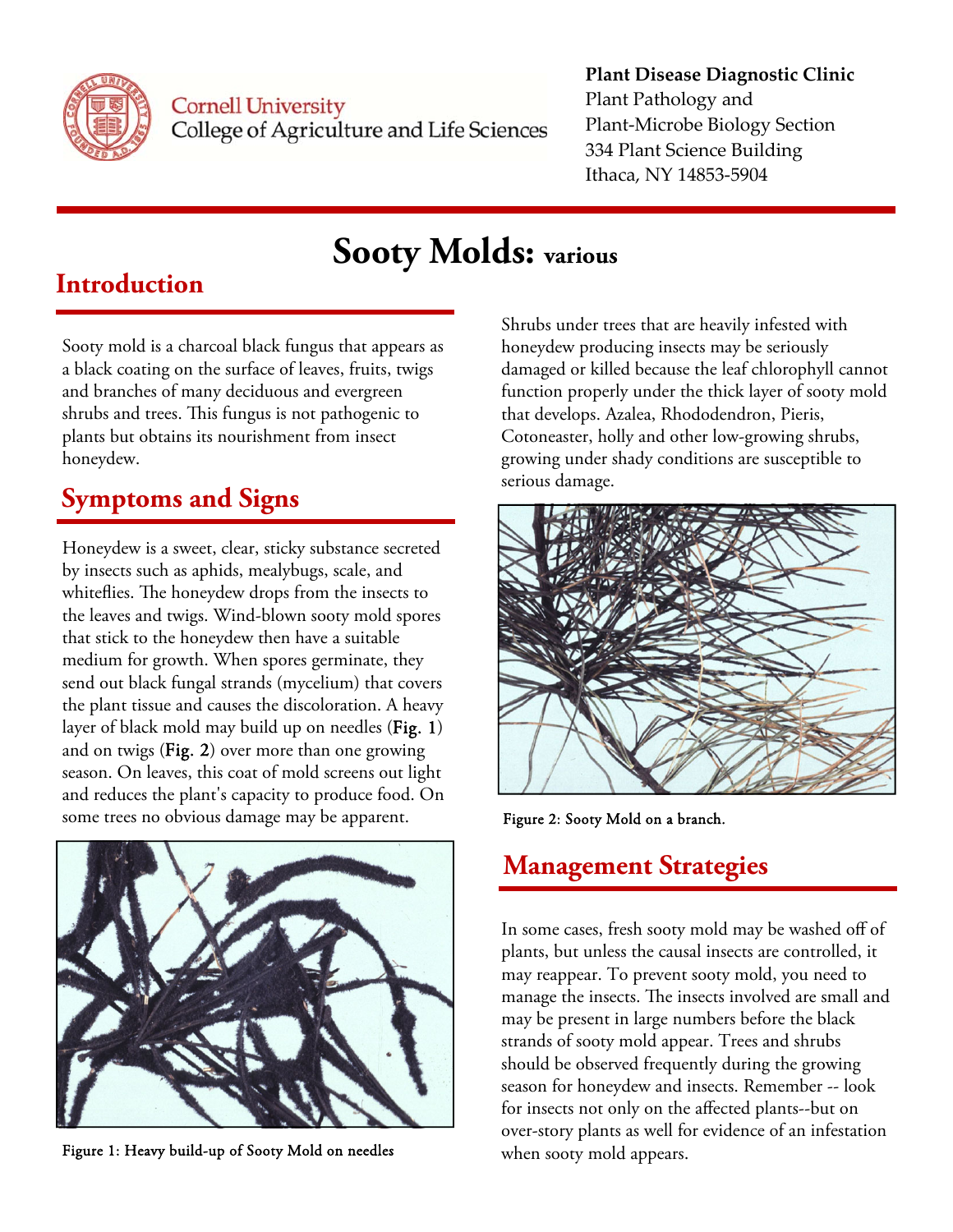Cornell University
College of Agriculture and Life Sciences

**Plant Disease Diagnostic Clinic**
Plant Pathology and
Plant-Microbe Biology Section
334 Plant Science Building
Ithaca, NY 14853-5904

# Sooty Molds: various

## Introduction

Sooty mold is a charcoal black fungus that appears as a black coating on the surface of leaves, fruits, twigs and branches of many deciduous and evergreen shrubs and trees. This fungus is not pathogenic to plants but obtains its nourishment from insect honeydew.

## Symptoms and Signs

Honeydew is a sweet, clear, sticky substance secreted by insects such as aphids, mealybugs, scale, and whiteflies. The honeydew drops from the insects to the leaves and twigs. Wind-blown sooty mold spores that stick to the honeydew then have a suitable medium for growth. When spores germinate, they send out black fungal strands (mycelium) that covers the plant tissue and causes the discoloration. A heavy layer of black mold may build up on needles (**Fig. 1**) and on twigs (**Fig. 2**) over more than one growing season. On leaves, this coat of mold screens out light and reduces the plant's capacity to produce food. On some trees no obvious damage may be apparent.

Figure 1: Heavy build-up of Sooty Mold on needles

Shrubs under trees that are heavily infested with honeydew producing insects may be seriously damaged or killed because the leaf chlorophyll cannot function properly under the thick layer of sooty mold that develops. Azalea, Rhododendron, Pieris, Cotoneaster, holly and other low-growing shrubs, growing under shady conditions are susceptible to serious damage.

Figure 2: Sooty Mold on a branch.

## Management Strategies

In some cases, fresh sooty mold may be washed off of plants, but unless the causal insects are controlled, it may reappear. To prevent sooty mold, you need to manage the insects. The insects involved are small and may be present in large numbers before the black strands of sooty mold appear. Trees and shrubs should be observed frequently during the growing season for honeydew and insects. Remember -- look for insects not only on the affected plants--but on over-story plants as well for evidence of an infestation when sooty mold appears.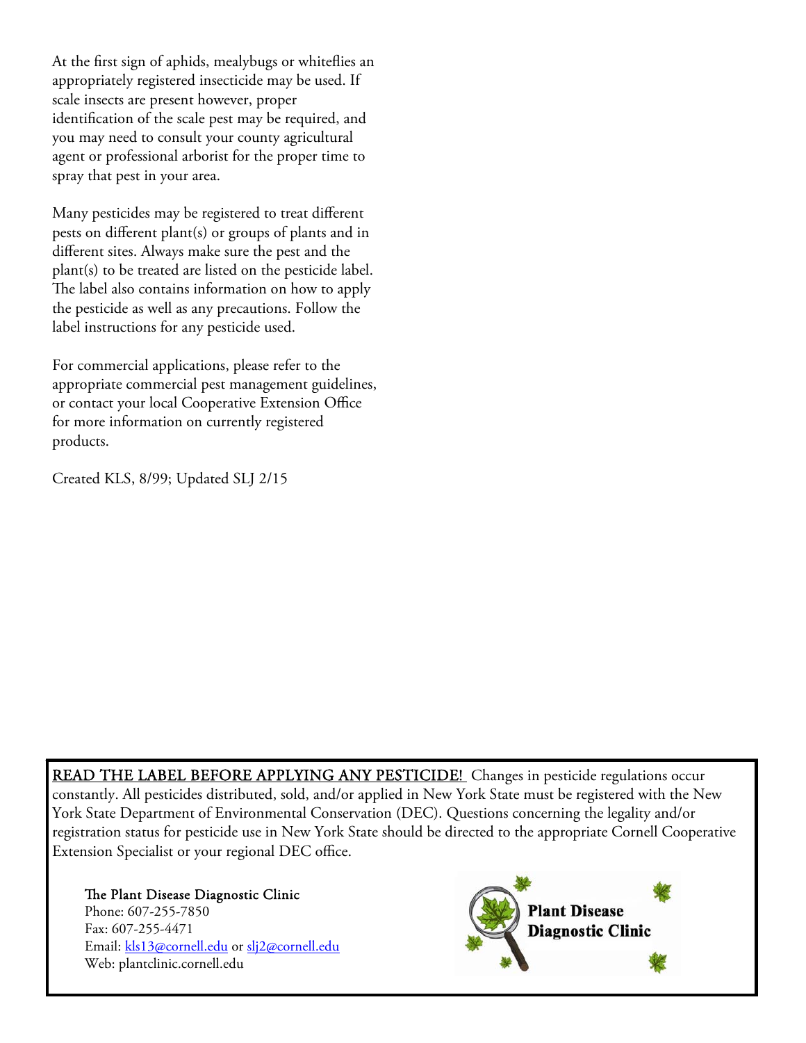At the first sign of aphids, mealybugs or whiteflies an appropriately registered insecticide may be used. If scale insects are present however, proper identification of the scale pest may be required, and you may need to consult your county agricultural agent or professional arborist for the proper time to spray that pest in your area.

Many pesticides may be registered to treat different pests on different plant(s) or groups of plants and in different sites. Always make sure the pest and the plant(s) to be treated are listed on the pesticide label. The label also contains information on how to apply the pesticide as well as any precautions. Follow the label instructions for any pesticide used.

For commercial applications, please refer to the appropriate commercial pest management guidelines, or contact your local Cooperative Extension Office for more information on currently registered products.

Created KLS, 8/99; Updated SLJ 2/15

READ THE LABEL BEFORE APPLYING ANY PESTICIDE! Changes in pesticide regulations occur constantly. All pesticides distributed, sold, and/or applied in New York State must be registered with the New York State Department of Environmental Conservation (DEC). Questions concerning the legality and/or registration status for pesticide use in New York State should be directed to the appropriate Cornell Cooperative Extension Specialist or your regional DEC office.

The Plant Disease Diagnostic Clinic
Phone: 607-255-7850
Fax: 607-255-4471
Email: kls13@cornell.edu or slj2@cornell.edu
Web: plantclinic.cornell.edu

Plant Disease Diagnostic Clinic